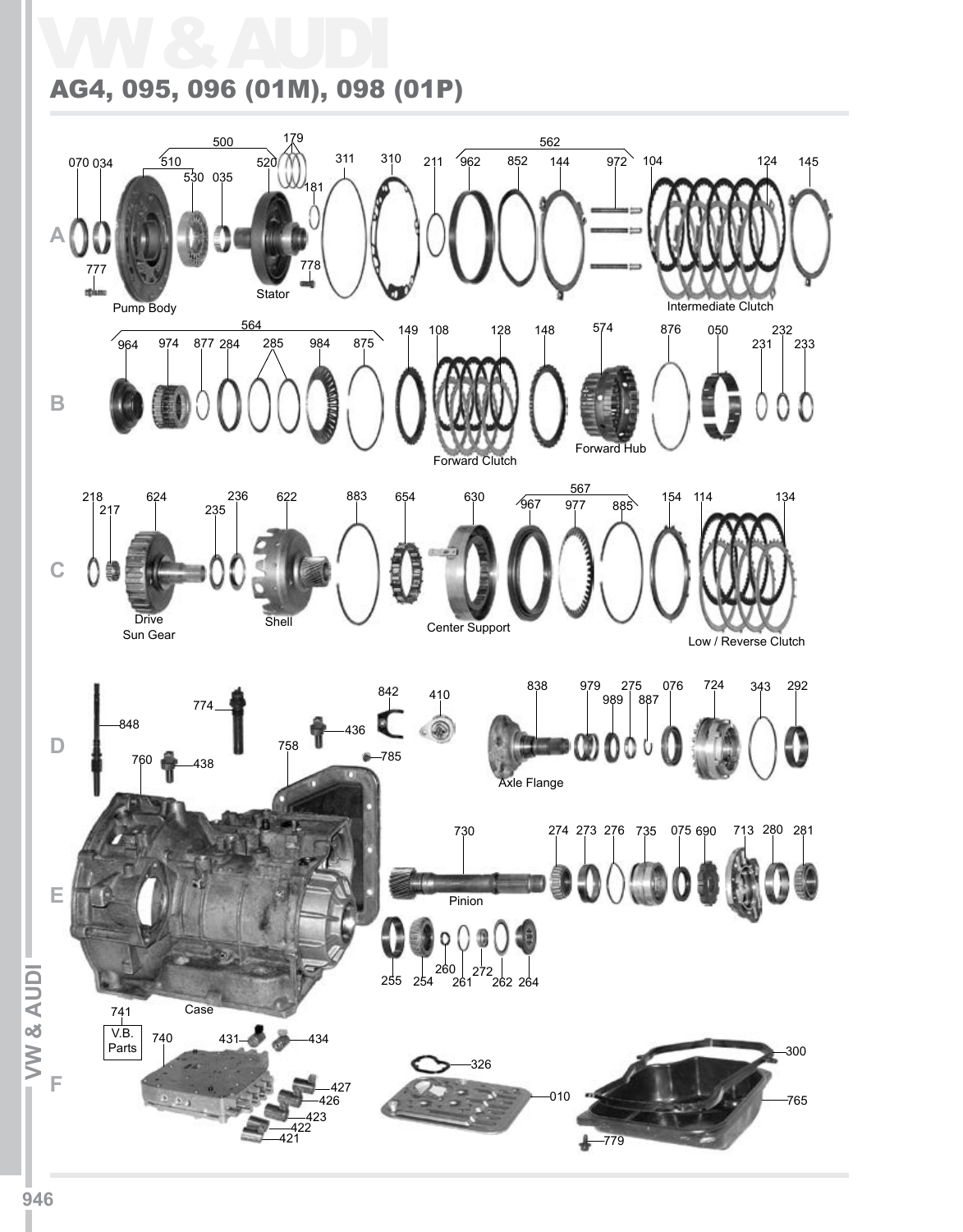# VW & AUDI

## AG4, 095, 096 (01M), 098 (01P)

**A**

070 034 500 510 530 035 520 179 181 311 310 211 562 962 852 144 972 104 124 145

777 778

Pump Body

Stator

Intermediate Clutch

**B**

564 964 974 877 284 285 984 875 149 108 128 148 574 876 050 231 232 233

Forward Clutch

Forward Hub

**C**

218 217 624 235 236 622 883 654 630 567 967 977 885 154 114 134

Drive Sun Gear

Shell

Center Support

Low / Reverse Clutch

**D**

848 774 760 438 436 758 842 785 410 838 979 989 275 887 076 724 343 292

Axle Flange

**E**

730 274 273 276 735 075 690 713 280 281

Pinion

255 254 260 261 272 262 264

Case

**F**

741 V.B. Parts 740 431 434 427 426 423 422 421

326 010

300 765 779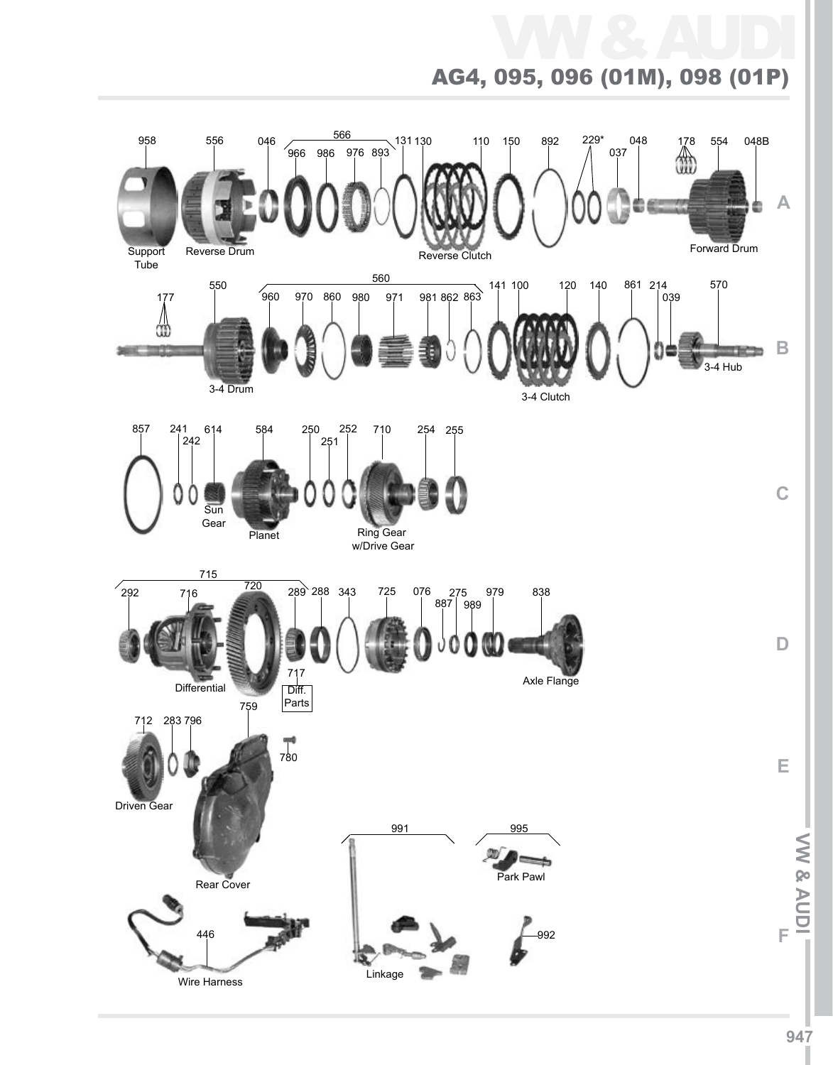# VW & AUDI

## AG4, 095, 096 (01M), 098 (01P)

A

958 556 046 566 966 986 976 893 131 130 110 150 892 229* 037 048 178 554 048B

Support Tube

Reverse Drum

Reverse Clutch

Forward Drum

B

177 550 560 960 970 860 980 971 981 862 863 141 100 120 140 861 214 039 570

3-4 Drum

3-4 Clutch

3-4 Hub

C

857 241 242 614 584 250 251 252 710 254 255

Sun Gear

Planet

Ring Gear w/Drive Gear

D

715 292 716 720 289 288 343 725 076 887 275 989 979 838

717

Differential

Diff. Parts

Axle Flange

E

712 283 796 759 780

Driven Gear

Rear Cover

F

991 995 992 446

Park Pawl

Linkage

Wire Harness